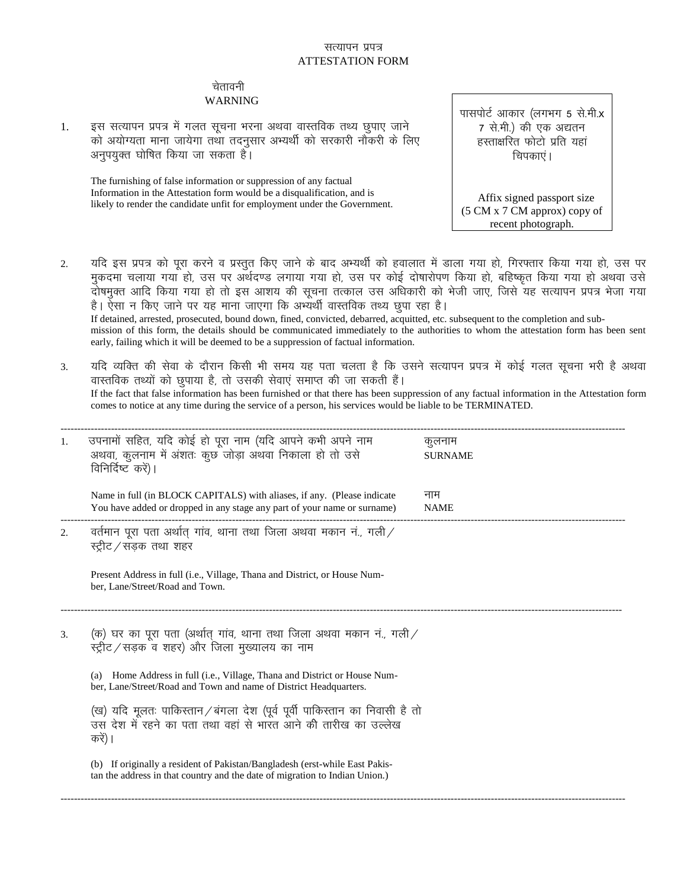# सत्यापन प्रपत्र
# ATTESTATION FORM

## चेतावनी
## WARNING

> पासपोर्ट आकार (लगभग 5 से.मी.x 7 से.मी.) की एक अद्यतन हस्ताक्षरित फोटो प्रति यहां चिपकाएं।
>
> Affix signed passport size (5 CM x 7 CM approx) copy of recent photograph.

1. इस सत्यापन प्रपत्र में गलत सूचना भरना अथवा वास्तविक तथ्य छुपाए जाने को अयोग्यता माना जायेगा तथा तदनुसार अभ्यर्थी को सरकारी नौकरी के लिए अनुपयुक्त घोषित किया जा सकता है।

   The furnishing of false information or suppression of any factual Information in the Attestation form would be a disqualification, and is likely to render the candidate unfit for employment under the Government.

2. यदि इस प्रपत्र को पूरा करने व प्रस्तुत किए जाने के बाद अभ्यर्थी को हवालात में डाला गया हो, गिरफ्तार किया गया हो, उस पर मुकदमा चलाया गया हो, उस पर अर्थदण्ड लगाया गया हो, उस पर कोई दोषारोपण किया हो, बहिष्कृत किया गया हो अथवा उसे दोषमुक्त आदि किया गया हो तो इस आशय की सूचना तत्काल उस अधिकारी को भेजी जाए, जिसे यह सत्यापन प्रपत्र भेजा गया है। ऐसा न किए जाने पर यह माना जाएगा कि अभ्यर्थी वास्तविक तथ्य छुपा रहा है।

   If detained, arrested, prosecuted, bound down, fined, convicted, debarred, acquitted, etc. subsequent to the completion and submission of this form, the details should be communicated immediately to the authorities to whom the attestation form has been sent early, failing which it will be deemed to be a suppression of factual information.

3. यदि व्यक्ति की सेवा के दौरान किसी भी समय यह पता चलता है कि उसने सत्यापन प्रपत्र में कोई गलत सूचना भरी है अथवा वास्तविक तथ्यों को छुपाया है, तो उसकी सेवाएं समाप्त की जा सकती हैं।

   If the fact that false information has been furnished or that there has been suppression of any factual information in the Attestation form comes to notice at any time during the service of a person, his services would be liable to be TERMINATED.

---

1. उपनामों सहित, यदि कोई हो पूरा नाम (यदि आपने कभी अपने नाम अथवा, कुलनाम में अंशतः कुछ जोड़ा अथवा निकाला हो तो उसे विनिर्दिष्ट करें)।

   Name in full (in BLOCK CAPITALS) with aliases, if any. (Please indicate You have added or dropped in any stage any part of your name or surname)

   कुलनाम
   SURNAME

   नाम
   NAME

---

2. वर्तमान पूरा पता अर्थात् गांव, थाना तथा जिला अथवा मकान नं., गली/स्ट्रीट/सड़क तथा शहर

   Present Address in full (i.e., Village, Thana and District, or House Number, Lane/Street/Road and Town.

---

3. (क) घर का पूरा पता (अर्थात् गांव, थाना तथा जिला अथवा मकान नं., गली/स्ट्रीट/सड़क व शहर) और जिला मुख्यालय का नाम

   (a) Home Address in full (i.e., Village, Thana and District or House Number, Lane/Street/Road and Town and name of District Headquarters.

   (ख) यदि मूलतः पाकिस्तान/बंगला देश (पूर्व पूर्वी पाकिस्तान का निवासी है तो उस देश में रहने का पता तथा वहां से भारत आने की तारीख का उल्लेख करें)।

   (b) If originally a resident of Pakistan/Bangladesh (erst-while East Pakistan the address in that country and the date of migration to Indian Union.)

---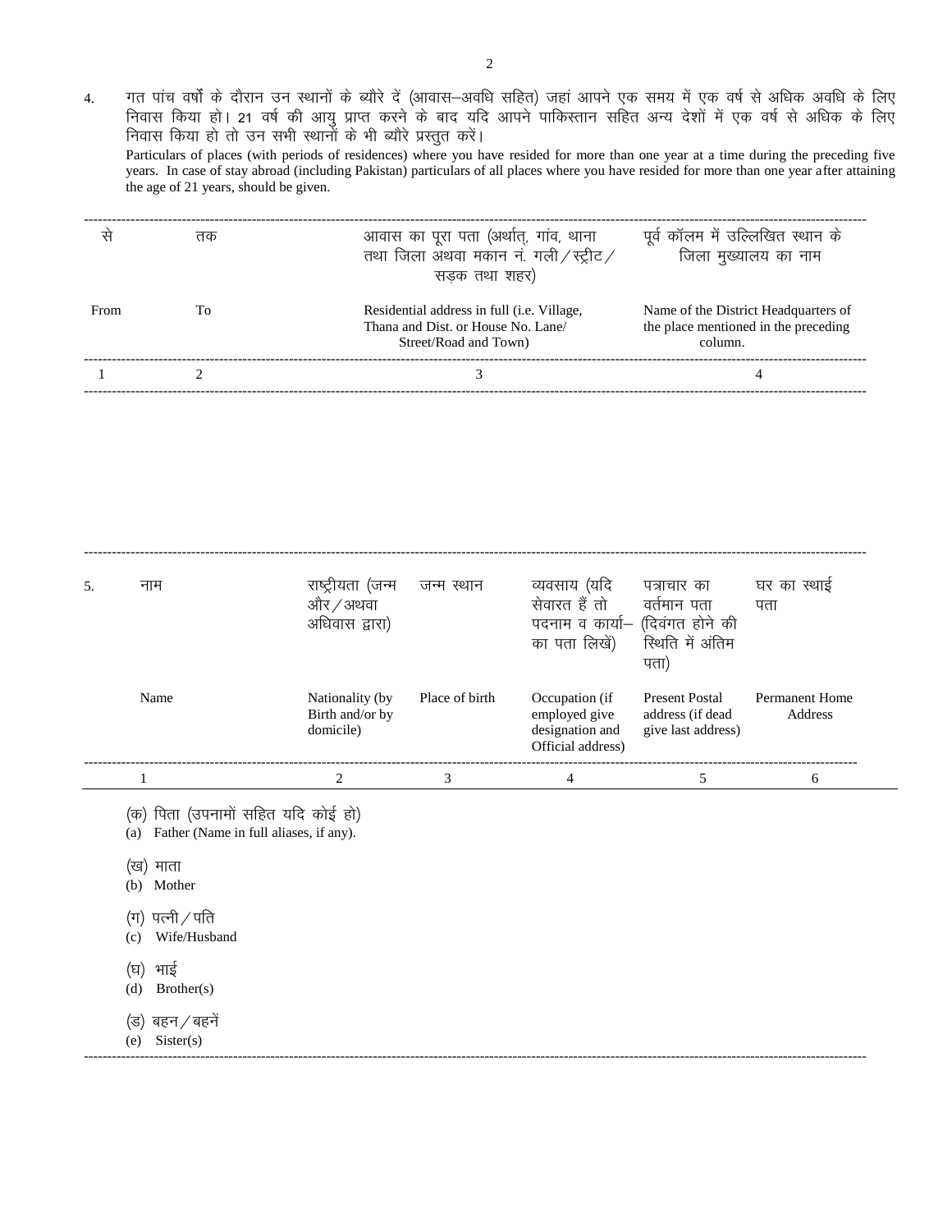4. गत पांच वर्षों के दौरान उन स्थानों के ब्यौरे दें (आवास–अवधि सहित) जहां आपने एक समय में एक वर्ष से अधिक अवधि के लिए निवास किया हो। 21 वर्ष की आयु प्राप्त करने के बाद यदि आपने पाकिस्तान सहित अन्य देशों में एक वर्ष से अधिक के लिए निवास किया हो तो उन सभी स्थानों के भी ब्यौरे प्रस्तुत करें।

   Particulars of places (with periods of residences) where you have resided for more than one year at a time during the preceding five years. In case of stay abroad (including Pakistan) particulars of all places where you have resided for more than one year after attaining the age of 21 years, should be given.

| से<br>From | तक<br>To | आवास का पूरा पता (अर्थात्, गांव, थाना तथा जिला अथवा मकान नं. गली/स्ट्रीट/सड़क तथा शहर)<br>Residential address in full (i.e. Village, Thana and Dist. or House No. Lane/ Street/Road and Town) | पूर्व कॉलम में उल्लिखित स्थान के जिला मुख्यालय का नाम<br>Name of the District Headquarters of the place mentioned in the preceding column. |
|---|---|---|---|
| 1 | 2 | 3 | 4 |
| | | | |

5.

| नाम<br>Name | राष्ट्रीयता (जन्म और/अथवा अधिवास द्वारा)<br>Nationality (by Birth and/or by domicile) | जन्म स्थान<br>Place of birth | व्यवसाय (यदि सेवारत हैं तो पदनाम व कार्या- का पता लिखें)<br>Occupation (if employed give designation and Official address) | पत्राचार का वर्तमान पता (दिवंगत होने की स्थिति में अंतिम पता)<br>Present Postal address (if dead give last address) | घर का स्थाई पता<br>Permanent Home Address |
|---|---|---|---|---|---|
| 1 | 2 | 3 | 4 | 5 | 6 |
| (क) पिता (उपनामों सहित यदि कोई हो)<br>(a) Father (Name in full aliases, if any). | | | | | |
| (ख) माता<br>(b) Mother | | | | | |
| (ग) पत्नी/पति<br>(c) Wife/Husband | | | | | |
| (घ) भाई<br>(d) Brother(s) | | | | | |
| (ड) बहन/बहनें<br>(e) Sister(s) | | | | | |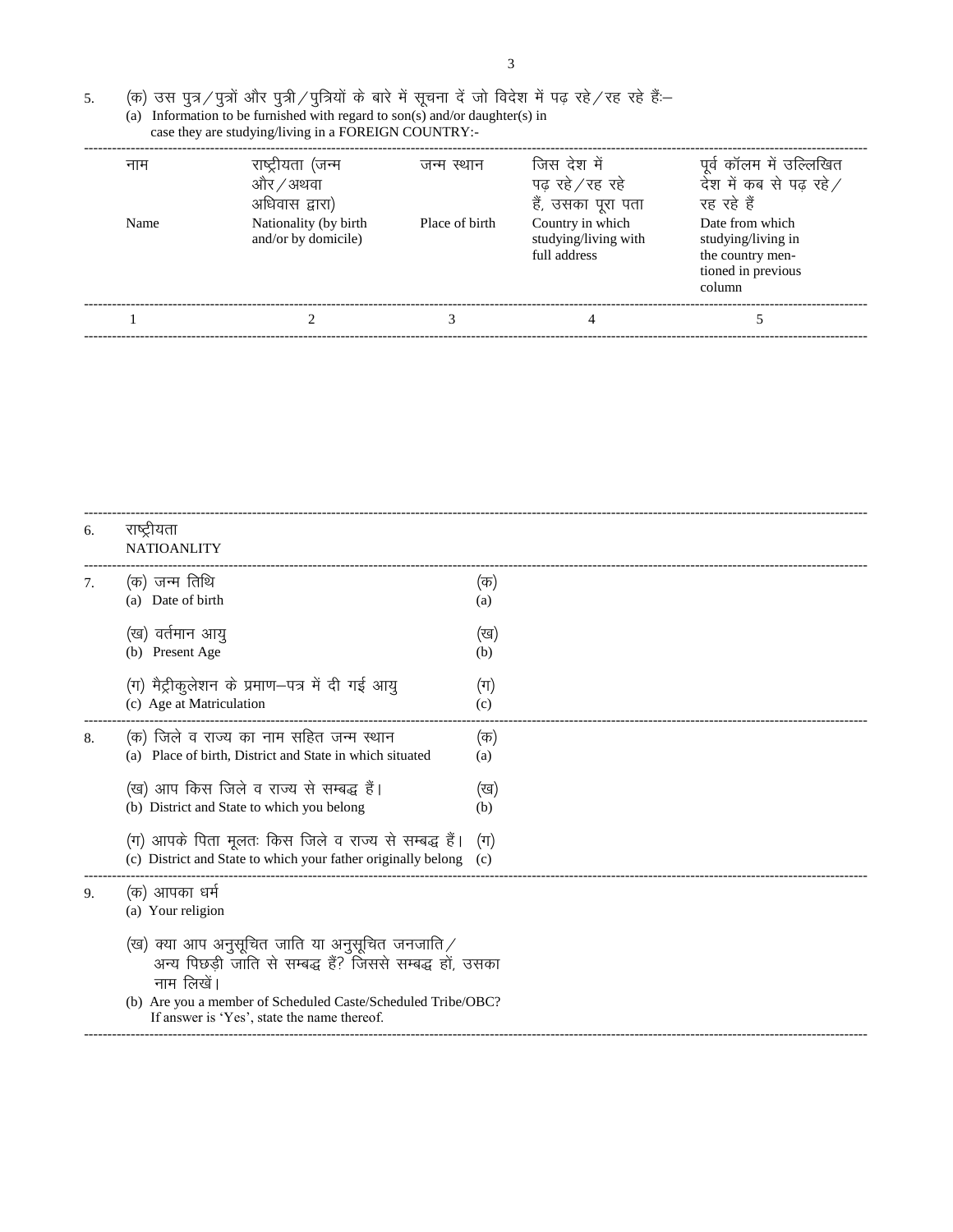5. (क) उस पुत्र/पुत्रों और पुत्री/पुत्रियों के बारे में सूचना दें जो विदेश में पढ़ रहे/रह रहे हैंः–
   (a) Information to be furnished with regard to son(s) and/or daughter(s) in case they are studying/living in a FOREIGN COUNTRY:-

| नाम<br>Name | राष्ट्रीयता (जन्म और/अथवा अधिवास द्वारा)<br>Nationality (by birth and/or by domicile) | जन्म स्थान<br>Place of birth | जिस देश में पढ़ रहे/रह रहे हैं, उसका पूरा पता<br>Country in which studying/living with full address | पूर्व कॉलम में उल्लिखित देश में कब से पढ़ रहे/रह रहे हैं<br>Date from which studying/living in the country mentioned in previous column |
|---|---|---|---|---|
| 1 | 2 | 3 | 4 | 5 |
| | | | | |

6. राष्ट्रीयता
   NATIOANLITY

7. (क) जन्म तिथि (क)
   (a) Date of birth (a)

   (ख) वर्तमान आयु (ख)
   (b) Present Age (b)

   (ग) मैट्रीकुलेशन के प्रमाण–पत्र में दी गई आयु (ग)
   (c) Age at Matriculation (c)

8. (क) जिले व राज्य का नाम सहित जन्म स्थान (क)
   (a) Place of birth, District and State in which situated (a)

   (ख) आप किस जिले व राज्य से सम्बद्ध हैं। (ख)
   (b) District and State to which you belong (b)

   (ग) आपके पिता मूलतः किस जिले व राज्य से सम्बद्ध हैं। (ग)
   (c) District and State to which your father originally belong (c)

9. (क) आपका धर्म
   (a) Your religion

   (ख) क्या आप अनुसूचित जाति या अनुसूचित जनजाति/अन्य पिछड़ी जाति से सम्बद्ध हैं? जिससे सम्बद्ध हों, उसका नाम लिखें।
   (b) Are you a member of Scheduled Caste/Scheduled Tribe/OBC? If answer is 'Yes', state the name thereof.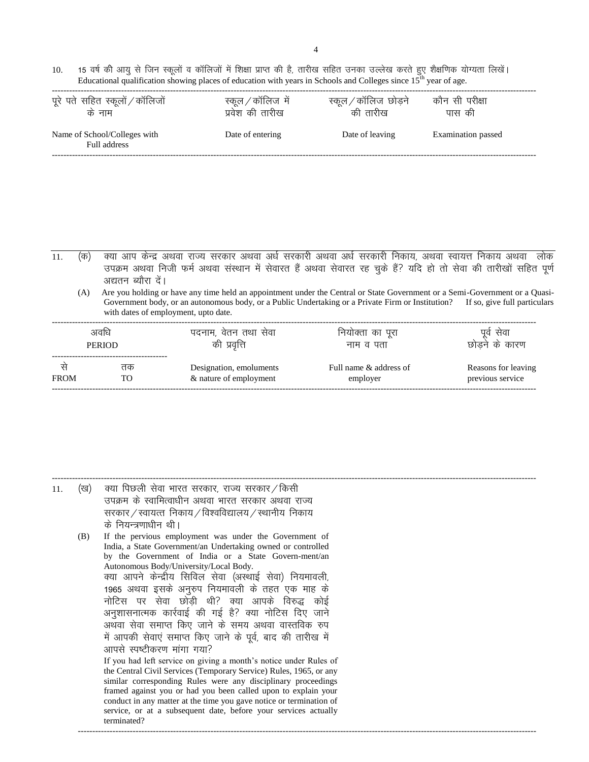10. 15 वर्ष की आयु से जिन स्कूलों व कॉलिजों में शिक्षा प्राप्त की है, तारीख सहित उनका उल्लेख करते हुए शैक्षणिक योग्यता लिखें।
Educational qualification showing places of education with years in Schools and Colleges since 15th year of age.

| पूरे पते सहित स्कूलों / कॉलिजों के नाम<br>Name of School/Colleges with Full address | स्कूल / कॉलिज में प्रवेश की तारीख<br>Date of entering | स्कूल / कॉलिज छोड़ने की तारीख<br>Date of leaving | कौन सी परीक्षा पास की<br>Examination passed |
|---|---|---|---|
| | | | |

11. (क) क्या आप केन्द्र अथवा राज्य सरकार अथवा अर्ध सरकारी अथवा अर्ध सरकारी निकाय, अथवा स्वायत्त निकाय अथवा लोक उपक्रम अथवा निजी फर्म अथवा संस्थान में सेवारत हैं अथवा सेवारत रह चुके हैं? यदि हो तो सेवा की तारीखों सहित पूर्ण अद्यतन ब्यौरा दें।

(A) Are you holding or have any time held an appointment under the Central or State Government or a Semi-Government or a Quasi-Government body, or an autonomous body, or a Public Undertaking or a Private Firm or Institution? If so, give full particulars with dates of employment, upto date.

| अवधि PERIOD | | पदनाम, वेतन तथा सेवा की प्रवृत्ति | नियोक्ता का पूरा नाम व पता | पूर्व सेवा छोड़ने के कारण |
|---|---|---|---|---|
| से<br>FROM | तक<br>TO | Designation, emoluments & nature of employment | Full name & address of employer | Reasons for leaving previous service |
| | | | | |

11. (ख) क्या पिछली सेवा भारत सरकार, राज्य सरकार / किसी उपक्रम के स्वामित्वाधीन अथवा भारत सरकार अथवा राज्य सरकार / स्वायत्त निकाय / विश्वविद्यालय / स्थानीय निकाय के नियन्त्रणाधीन थी।

(B) If the pervious employment was under the Government of India, a State Government/an Undertaking owned or controlled by the Government of India or a State Govern-ment/an Autonomous Body/University/Local Body.

क्या आपने केन्द्रीय सिविल सेवा (अस्थाई सेवा) नियमावली, 1965 अथवा इसके अनुरुप नियमावली के तहत एक माह के नोटिस पर सेवा छोड़ी थी? क्या आपके विरुद्ध कोई अनुशासनात्मक कार्रवाई की गई है? क्या नोटिस दिए जाने अथवा सेवा समाप्त किए जाने के समय अथवा वास्तविक रुप में आपकी सेवाएं समाप्त किए जाने के पूर्व, बाद की तारीख में आपसे स्पष्टीकरण मांगा गया?

If you had left service on giving a month's notice under Rules of the Central Civil Services (Temporary Service) Rules, 1965, or any similar corresponding Rules were any disciplinary proceedings framed against you or had you been called upon to explain your conduct in any matter at the time you gave notice or termination of service, or at a subsequent date, before your services actually terminated?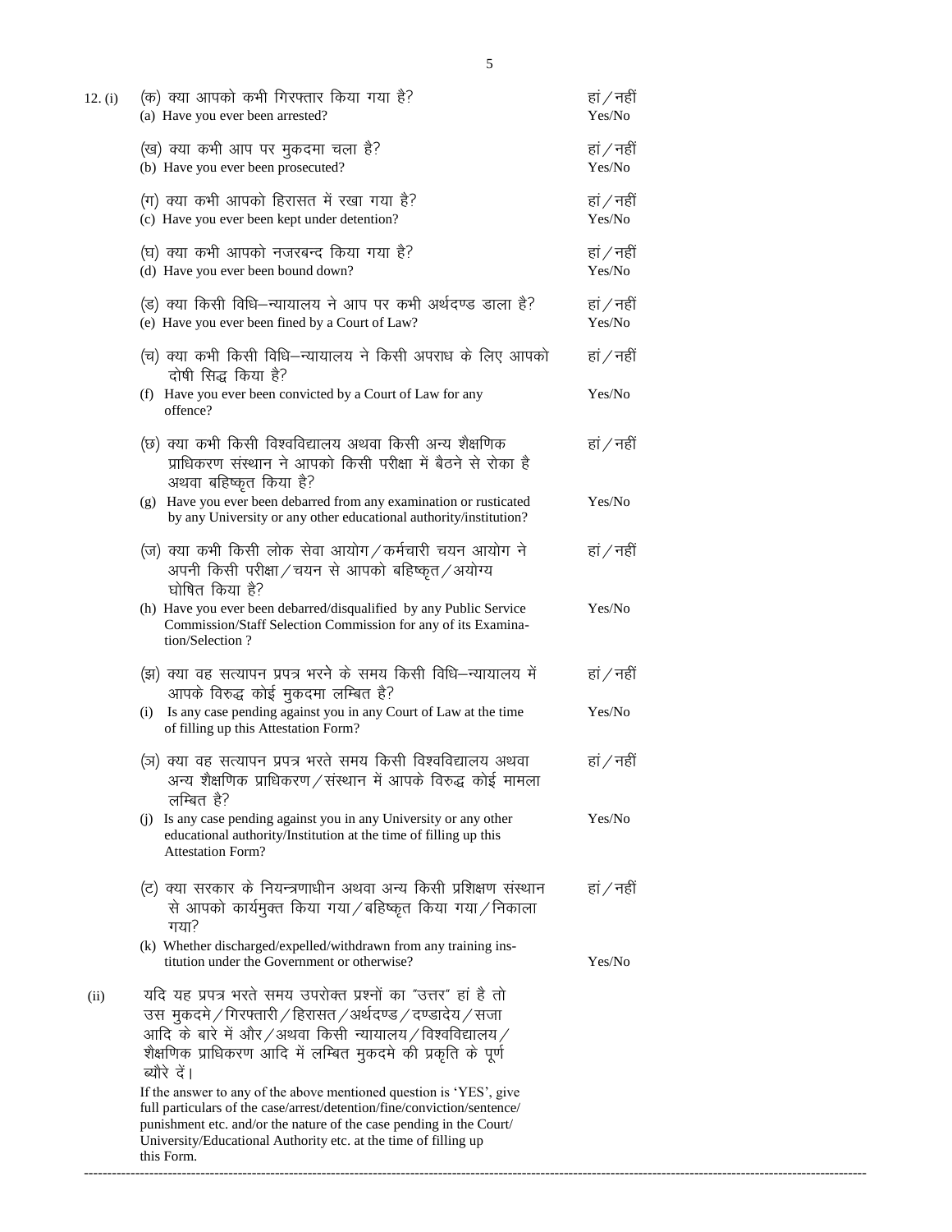12. (i)

(क) क्या आपको कभी गिरफ्तार किया गया है? — हां / नहीं
(a) Have you ever been arrested? — Yes/No

(ख) क्या कभी आप पर मुकदमा चला है? — हां / नहीं
(b) Have you ever been prosecuted? — Yes/No

(ग) क्या कभी आपको हिरासत में रखा गया है? — हां / नहीं
(c) Have you ever been kept under detention? — Yes/No

(घ) क्या कभी आपको नजरबन्द किया गया है? — हां / नहीं
(d) Have you ever been bound down? — Yes/No

(ङ) क्या किसी विधि–न्यायालय ने आप पर कभी अर्थदण्ड डाला है? — हां / नहीं
(e) Have you ever been fined by a Court of Law? — Yes/No

(च) क्या कभी किसी विधि–न्यायालय ने किसी अपराध के लिए आपको दोषी सिद्ध किया है? — हां / नहीं
(f) Have you ever been convicted by a Court of Law for any offence? — Yes/No

(छ) क्या कभी किसी विश्वविद्यालय अथवा किसी अन्य शैक्षणिक प्राधिकरण संस्थान ने आपको किसी परीक्षा में बैठने से रोका है अथवा बहिष्कृत किया है? — हां / नहीं
(g) Have you ever been debarred from any examination or rusticated by any University or any other educational authority/institution? — Yes/No

(ज) क्या कभी किसी लोक सेवा आयोग / कर्मचारी चयन आयोग ने अपनी किसी परीक्षा / चयन से आपको बहिष्कृत / अयोग्य घोषित किया है? — हां / नहीं
(h) Have you ever been debarred/disqualified by any Public Service Commission/Staff Selection Commission for any of its Examination/Selection ? — Yes/No

(झ) क्या वह सत्यापन प्रपत्र भरने के समय किसी विधि–न्यायालय में आपके विरुद्ध कोई मुकदमा लम्बित है? — हां / नहीं
(i) Is any case pending against you in any Court of Law at the time of filling up this Attestation Form? — Yes/No

(ञ) क्या वह सत्यापन प्रपत्र भरते समय किसी विश्वविद्यालय अथवा अन्य शैक्षणिक प्राधिकरण / संस्थान में आपके विरुद्ध कोई मामला लम्बित है? — हां / नहीं
(j) Is any case pending against you in any University or any other educational authority/Institution at the time of filling up this Attestation Form? — Yes/No

(ट) क्या सरकार के नियन्त्रणाधीन अथवा अन्य किसी प्रशिक्षण संस्थान से आपको कार्यमुक्त किया गया / बहिष्कृत किया गया / निकाला गया? — हां / नहीं
(k) Whether discharged/expelled/withdrawn from any training institution under the Government or otherwise? — Yes/No

(ii) यदि यह प्रपत्र भरते समय उपरोक्त प्रश्नों का "उत्तर" हां है तो उस मुकदमे / गिरफ्तारी / हिरासत / अर्थदण्ड / दण्डादेय / सजा आदि के बारे में और / अथवा किसी न्यायालय / विश्वविद्यालय / शैक्षणिक प्राधिकरण आदि में लम्बित मुकदमे की प्रकृति के पूर्ण ब्यौरे दें।

If the answer to any of the above mentioned question is 'YES', give full particulars of the case/arrest/detention/fine/conviction/sentence/punishment etc. and/or the nature of the case pending in the Court/University/Educational Authority etc. at the time of filling up this Form.

---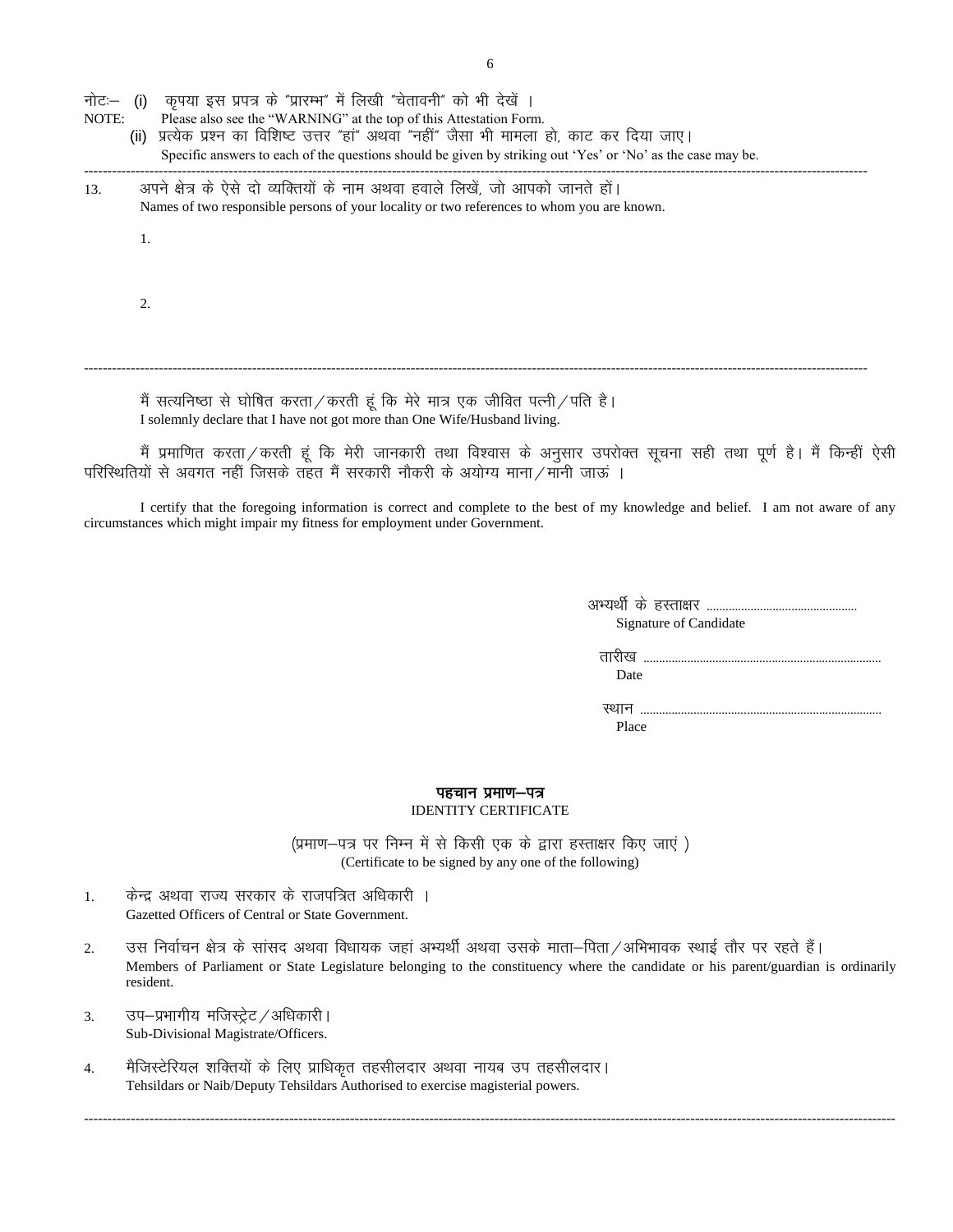नोटः– (i) कृपया इस प्रपत्र के "प्रारम्भ" में लिखी "चेतावनी" को भी देखें ।
NOTE: Please also see the "WARNING" at the top of this Attestation Form.

(ii) प्रत्येक प्रश्न का विशिष्ट उत्तर "हां" अथवा "नहीं" जैसा भी मामला हो, काट कर दिया जाए।
Specific answers to each of the questions should be given by striking out 'Yes' or 'No' as the case may be.

---

13. अपने क्षेत्र के ऐसे दो व्यक्तियों के नाम अथवा हवाले लिखें, जो आपको जानते हों।
Names of two responsible persons of your locality or two references to whom you are known.

1.

2.

---

मैं सत्यनिष्ठा से घोषित करता/करती हूं कि मेरे मात्र एक जीवित पत्नी/पति है।
I solemnly declare that I have not got more than One Wife/Husband living.

मैं प्रमाणित करता/करती हूं कि मेरी जानकारी तथा विश्वास के अनुसार उपरोक्त सूचना सही तथा पूर्ण है। मैं किन्हीं ऐसी परिस्थितियों से अवगत नहीं जिसके तहत मैं सरकारी नौकरी के अयोग्य माना/मानी जाऊं ।

I certify that the foregoing information is correct and complete to the best of my knowledge and belief. I am not aware of any circumstances which might impair my fitness for employment under Government.

अभ्यर्थी के हस्ताक्षर ..............................................
Signature of Candidate

तारीख ..........................................................................
Date

स्थान ..........................................................................
Place

## पहचान प्रमाण–पत्र
## IDENTITY CERTIFICATE

(प्रमाण–पत्र पर निम्न में से किसी एक के द्वारा हस्ताक्षर किए जाएं )
(Certificate to be signed by any one of the following)

1. केन्द्र अथवा राज्य सरकार के राजपत्रित अधिकारी ।
   Gazetted Officers of Central or State Government.

2. उस निर्वाचन क्षेत्र के सांसद अथवा विधायक जहां अभ्यर्थी अथवा उसके माता–पिता/अभिभावक स्थाई तौर पर रहते हैं।
   Members of Parliament or State Legislature belonging to the constituency where the candidate or his parent/guardian is ordinarily resident.

3. उप–प्रभागीय मजिस्ट्रेट/अधिकारी।
   Sub-Divisional Magistrate/Officers.

4. मैजिस्टेरियल शक्तियों के लिए प्राधिकृत तहसीलदार अथवा नायब उप तहसीलदार।
   Tehsildars or Naib/Deputy Tehsildars Authorised to exercise magisterial powers.

---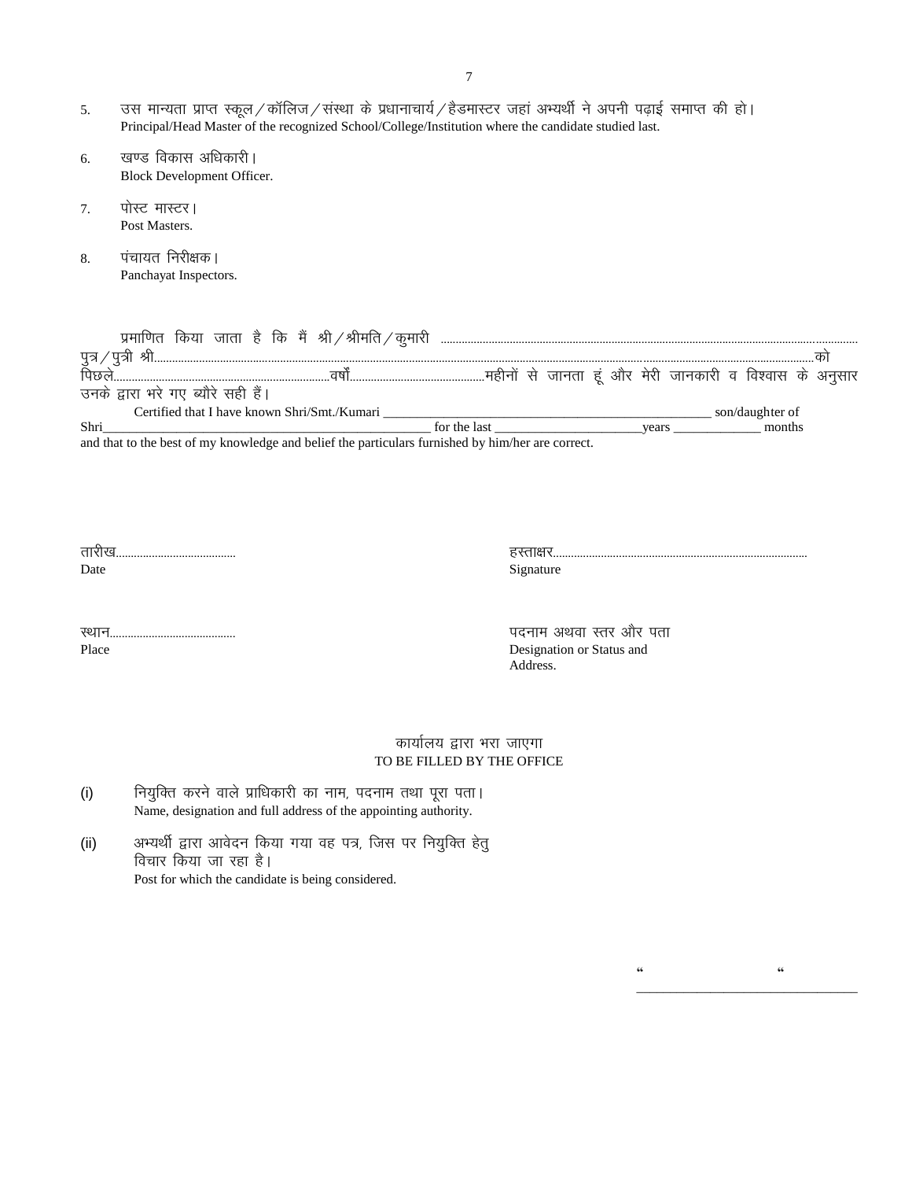5. उस मान्यता प्राप्त स्कूल/कॉलिज/संस्था के प्रधानाचार्य/हैडमास्टर जहां अभ्यर्थी ने अपनी पढ़ाई समाप्त की हो।
   Principal/Head Master of the recognized School/College/Institution where the candidate studied last.

6. खण्ड विकास अधिकारी।
   Block Development Officer.

7. पोस्ट मास्टर।
   Post Masters.

8. पंचायत निरीक्षक।
   Panchayat Inspectors.

प्रमाणित किया जाता है कि मैं श्री/श्रीमति/कुमारी ............................................................................................................................................ पुत्र/पुत्री श्री................................................................................................................................................................................................................को पिछले........................................................................वर्षों..........................................महीनों से जानता हूं और मेरी जानकारी व विश्वास के अनुसार उनके द्वारा भरे गए ब्यौरे सही हैं।

Certified that I have known Shri/Smt./Kumari ___________________________________________________ son/daughter of Shri_____________________________________________________ for the last ______________________years _____________ months and that to the best of my knowledge and belief the particulars furnished by him/her are correct.

तारीख.......................................
Date

हस्ताक्षर...................................................................................
Signature

स्थान..........................................
Place

पदनाम अथवा स्तर और पता
Designation or Status and Address.

## कार्यालय द्वारा भरा जाएगा
## TO BE FILLED BY THE OFFICE

(i) नियुक्ति करने वाले प्राधिकारी का नाम, पदनाम तथा पूरा पता।
    Name, designation and full address of the appointing authority.

(ii) अभ्यर्थी द्वारा आवेदन किया गया वह पत्र, जिस पर नियुक्ति हेतु विचार किया जा रहा है।
    Post for which the candidate is being considered.

“ “
_________________________________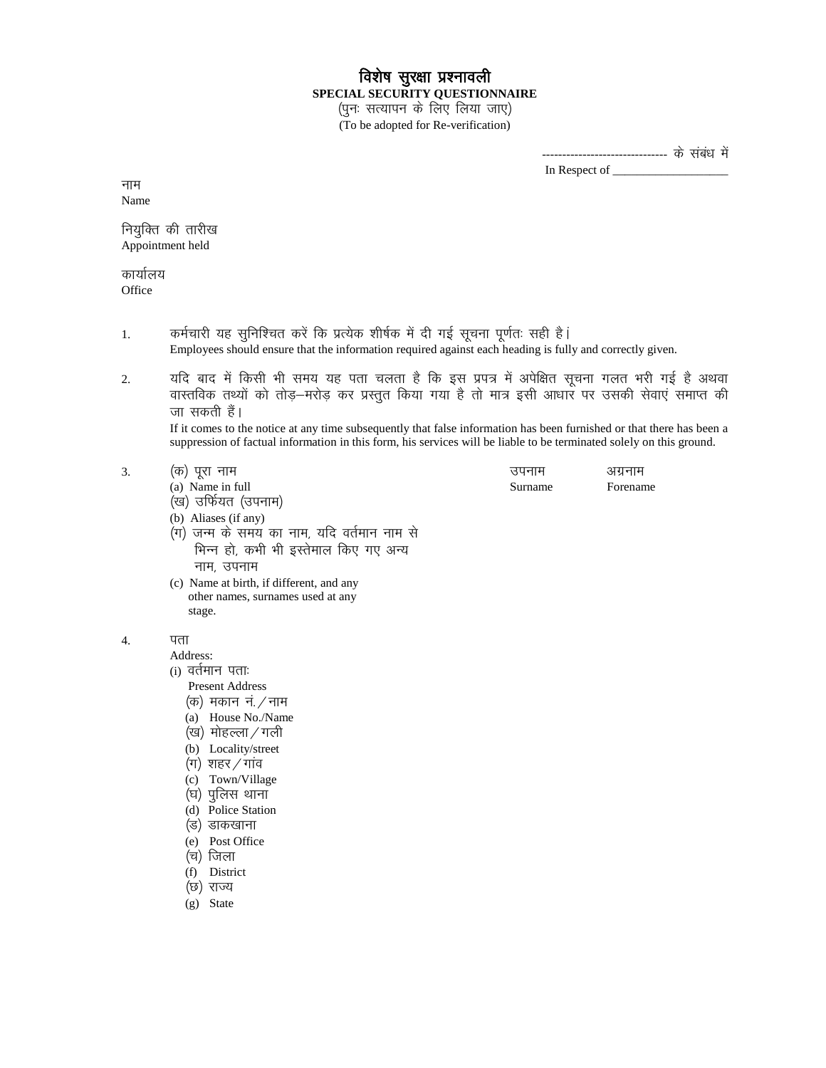# विशेष सुरक्षा प्रश्नावली

**SPECIAL SECURITY QUESTIONNAIRE**

(पुनः सत्यापन के लिए लिया जाए)

(To be adopted for Re-verification)

------------------------------ के संबंध में

In Respect of ___________________

नाम

Name

नियुक्ति की तारीख

Appointment held

कार्यालय

Office

1. कर्मचारी यह सुनिश्चित करें कि प्रत्येक शीर्षक में दी गई सूचना पूर्णतः सही है।
   Employees should ensure that the information required against each heading is fully and correctly given.

2. यदि बाद में किसी भी समय यह पता चलता है कि इस प्रपत्र में अपेक्षित सूचना गलत भरी गई है अथवा वास्तविक तथ्यों को तोड़–मरोड़ कर प्रस्तुत किया गया है तो मात्र इसी आधार पर उसकी सेवाएं समाप्त की जा सकती हैं।
   If it comes to the notice at any time subsequently that false information has been furnished or that there has been a suppression of factual information in this form, his services will be liable to be terminated solely on this ground.

3. (क) पूरा नाम — उपनाम / Surname — अग्रनाम / Forename
   (a) Name in full
   (ख) उर्फियत (उपनाम)
   (b) Aliases (if any)
   (ग) जन्म के समय का नाम, यदि वर्तमान नाम से भिन्न हो, कभी भी इस्तेमाल किए गए अन्य नाम, उपनाम
   (c) Name at birth, if different, and any other names, surnames used at any stage.

4. पता
   Address:
   (i) वर्तमान पताः
   Present Address
   - (क) मकान नं./नाम
     (a) House No./Name
   - (ख) मोहल्ला/गली
     (b) Locality/street
   - (ग) शहर/गांव
     (c) Town/Village
   - (घ) पुलिस थाना
     (d) Police Station
   - (ङ) डाकखाना
     (e) Post Office
   - (च) जिला
     (f) District
   - (छ) राज्य
     (g) State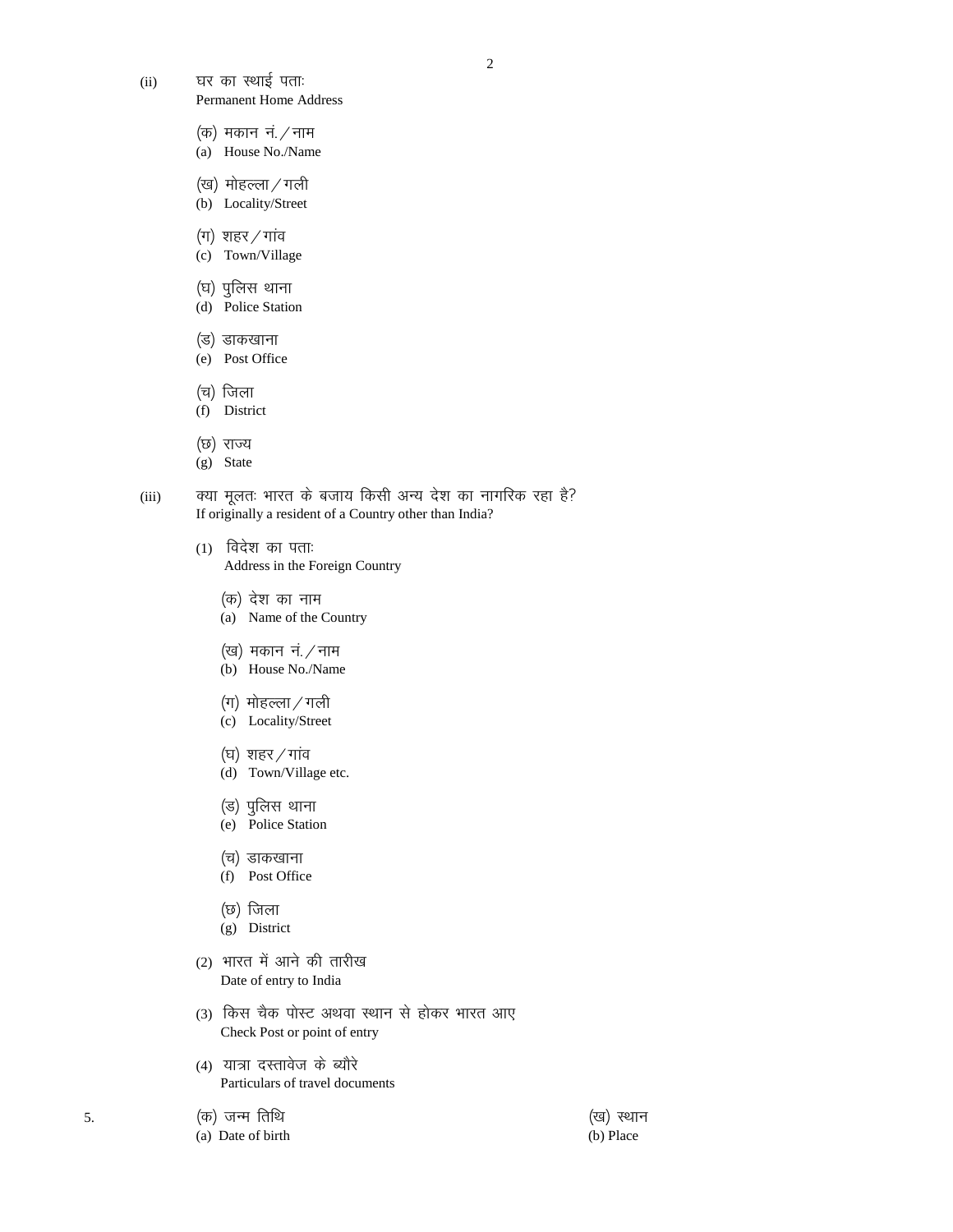(ii) घर का स्थाई पताः
Permanent Home Address

(क) मकान नं./नाम
(a) House No./Name

(ख) मोहल्ला/गली
(b) Locality/Street

(ग) शहर/गांव
(c) Town/Village

(घ) पुलिस थाना
(d) Police Station

(ङ) डाकखाना
(e) Post Office

(च) जिला
(f) District

(छ) राज्य
(g) State

(iii) क्या मूलतः भारत के बजाय किसी अन्य देश का नागरिक रहा है?
If originally a resident of a Country other than India?

(1) विदेश का पताः
Address in the Foreign Country

(क) देश का नाम
(a) Name of the Country

(ख) मकान नं./नाम
(b) House No./Name

(ग) मोहल्ला/गली
(c) Locality/Street

(घ) शहर/गांव
(d) Town/Village etc.

(ङ) पुलिस थाना
(e) Police Station

(च) डाकखाना
(f) Post Office

(छ) जिला
(g) District

(2) भारत में आने की तारीख
Date of entry to India

(3) किस चैक पोस्ट अथवा स्थान से होकर भारत आए
Check Post or point of entry

(4) यात्रा दस्तावेज के ब्यौरे
Particulars of travel documents

5. (क) जन्म तिथि
(a) Date of birth

(ख) स्थान
(b) Place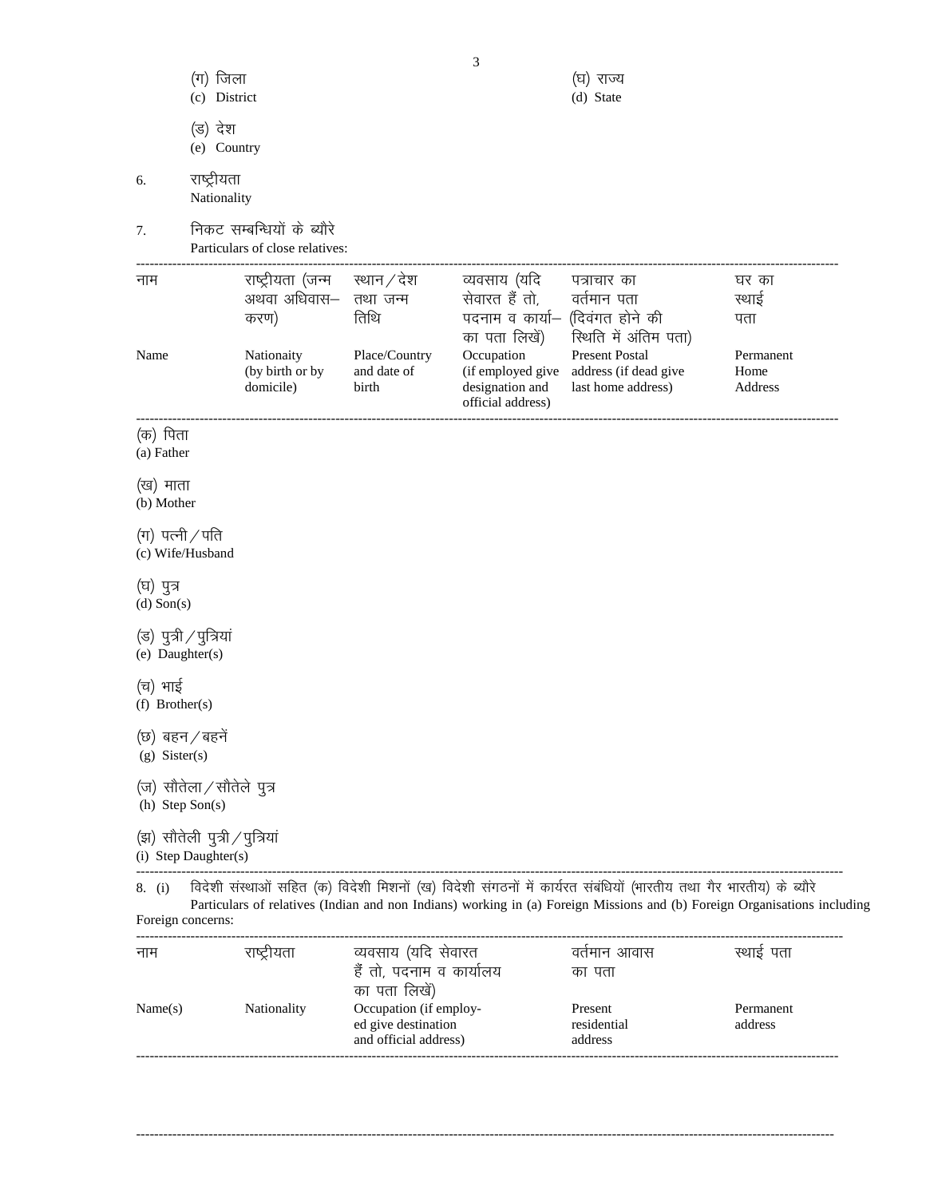(ग) जिला
(c) District

(घ) राज्य
(d) State

(ङ) देश
(e) Country

6. राष्ट्रीयता
Nationality

7. निकट सम्बन्धियों के ब्यौरे
Particulars of close relatives:

| नाम<br>Name | राष्ट्रीयता (जन्म अथवा अधिवास–करण)<br>Nationaity (by birth or by domicile) | स्थान/देश तथा जन्म तिथि<br>Place/Country and date of birth | व्यवसाय (यदि सेवारत हैं तो, पदनाम व कार्या–का पता लिखें)<br>Occupation (if employed give designation and official address) | पत्राचार का वर्तमान पता (दिवंगत होने की स्थिति में अंतिम पता)<br>Present Postal address (if dead give last home address) | घर का स्थाई पता<br>Permanent Home Address |
|---|---|---|---|---|---|
| (क) पिता<br>(a) Father | | | | | |
| (ख) माता<br>(b) Mother | | | | | |
| (ग) पत्नी/पति<br>(c) Wife/Husband | | | | | |
| (घ) पुत्र<br>(d) Son(s) | | | | | |
| (ङ) पुत्री/पुत्रियां<br>(e) Daughter(s) | | | | | |
| (च) भाई<br>(f) Brother(s) | | | | | |
| (छ) बहन/बहनें<br>(g) Sister(s) | | | | | |
| (ज) सौतेला/सौतेले पुत्र<br>(h) Step Son(s) | | | | | |
| (झ) सौतेली पुत्री/पुत्रियां<br>(i) Step Daughter(s) | | | | | |

8. (i) विदेशी संस्थाओं सहित (क) विदेशी मिशनों (ख) विदेशी संगठनों में कार्यरत संबंधियों (भारतीय तथा गैर भारतीय) के ब्यौरे
Particulars of relatives (Indian and non Indians) working in (a) Foreign Missions and (b) Foreign Organisations including Foreign concerns:

| नाम<br>Name(s) | राष्ट्रीयता<br>Nationality | व्यवसाय (यदि सेवारत हैं तो, पदनाम व कार्यालय का पता लिखें)<br>Occupation (if employed give destination and official address) | वर्तमान आवास का पता<br>Present residential address | स्थाई पता<br>Permanent address |
|---|---|---|---|---|
| | | | | |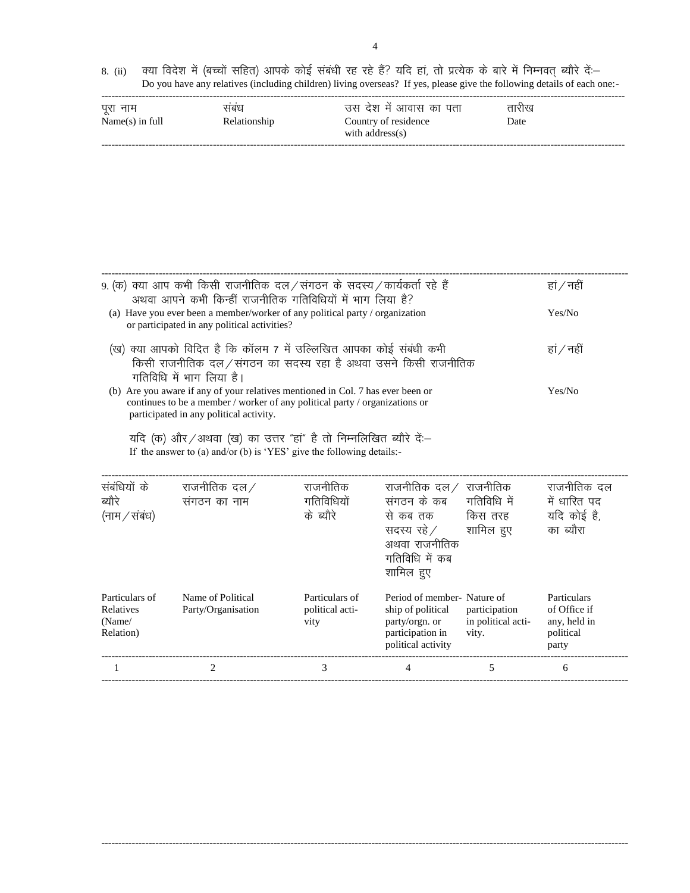8. (ii) क्या विदेश में (बच्चों सहित) आपके कोई संबंधी रह रहे हैं? यदि हां, तो प्रत्येक के बारे में निम्नवत् ब्यौरे दें:–
Do you have any relatives (including children) living overseas? If yes, please give the following details of each one:-

| पूरा नाम<br>Name(s) in full | संबंध<br>Relationship | उस देश में आवास का पता<br>Country of residence with address(s) | तारीख<br>Date |
|---|---|---|---|
| | | | |

9. (क) क्या आप कभी किसी राजनीतिक दल/संगठन के सदस्य/कार्यकर्ता रहे हैं अथवा आपने कभी किन्हीं राजनीतिक गतिविधियों में भाग लिया है? हां/नहीं

(a) Have you ever been a member/worker of any political party / organization or participated in any political activities? Yes/No

(ख) क्या आपको विदित है कि कॉलम 7 में उल्लिखित आपका कोई संबंधी कभी किसी राजनीतिक दल/संगठन का सदस्य रहा है अथवा उसने किसी राजनीतिक गतिविधि में भाग लिया है। हां/नहीं

(b) Are you aware if any of your relatives mentioned in Col. 7 has ever been or continues to be a member / worker of any political party / organizations or participated in any political activity. Yes/No

यदि (क) और/अथवा (ख) का उत्तर "हां" है तो निम्नलिखित ब्यौरे दें:–
If the answer to (a) and/or (b) is 'YES' give the following details:-

| संबंधियों के ब्यौरे (नाम/संबंध)<br>Particulars of Relatives (Name/ Relation) | राजनीतिक दल/संगठन का नाम<br>Name of Political Party/Organisation | राजनीतिक गतिविधियों के ब्यौरे<br>Particulars of political activity | राजनीतिक दल/संगठन के कब से कब तक सदस्य रहे/अथवा राजनीतिक गतिविधि में कब शामिल हुए<br>Period of membership of political party/orgn. or participation in political activity | राजनीतिक गतिविधि में किस तरह शामिल हुए<br>Nature of participation in political activity. | राजनीतिक दल में धारित पद यदि कोई है, का ब्यौरा<br>Particulars of Office if any, held in political party |
|---|---|---|---|---|---|
| 1 | 2 | 3 | 4 | 5 | 6 |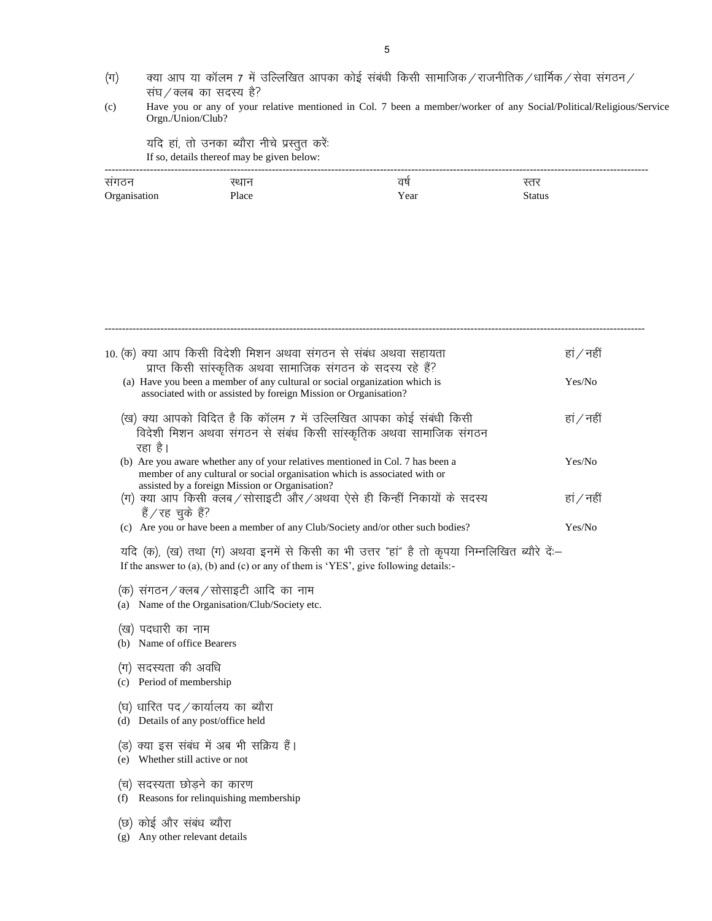(ग) क्या आप या कॉलम 7 में उल्लिखित आपका कोई संबंधी किसी सामाजिक/राजनीतिक/धार्मिक/सेवा संगठन/संघ/क्लब का सदस्य है?

(c) Have you or any of your relative mentioned in Col. 7 been a member/worker of any Social/Political/Religious/Service Orgn./Union/Club?

यदि हां, तो उनका ब्यौरा नीचे प्रस्तुत करें:
If so, details thereof may be given below:

| संगठन<br>Organisation | स्थान<br>Place | वर्ष<br>Year | स्तर<br>Status |
|---|---|---|---|
| | | | |

10. (क) क्या आप किसी विदेशी मिशन अथवा संगठन से संबंध अथवा सहायता प्राप्त किसी सांस्कृतिक अथवा सामाजिक संगठन के सदस्य रहे हैं? — हां/नहीं

(a) Have you been a member of any cultural or social organization which is associated with or assisted by foreign Mission or Organisation? — Yes/No

(ख) क्या आपको विदित है कि कॉलम 7 में उल्लिखित आपका कोई संबंधी किसी विदेशी मिशन अथवा संगठन से संबंध किसी सांस्कृतिक अथवा सामाजिक संगठन रहा है। — हां/नहीं

(b) Are you aware whether any of your relatives mentioned in Col. 7 has been a member of any cultural or social organisation which is associated with or assisted by a foreign Mission or Organisation? — Yes/No

(ग) क्या आप किसी क्लब/सोसाइटी और/अथवा ऐसे ही किन्हीं निकायों के सदस्य हैं/रह चुके हैं? — हां/नहीं

(c) Are you or have been a member of any Club/Society and/or other such bodies? — Yes/No

यदि (क), (ख) तथा (ग) अथवा इनमें से किसी का भी उत्तर "हां" है तो कृपया निम्नलिखित ब्यौरे दें:–
If the answer to (a), (b) and (c) or any of them is 'YES', give following details:-

(क) संगठन/क्लब/सोसाइटी आदि का नाम
(a) Name of the Organisation/Club/Society etc.

(ख) पदधारी का नाम
(b) Name of office Bearers

(ग) सदस्यता की अवधि
(c) Period of membership

(घ) धारित पद/कार्यालय का ब्यौरा
(d) Details of any post/office held

(ड) क्या इस संबंध में अब भी सक्रिय हैं।
(e) Whether still active or not

(च) सदस्यता छोड़ने का कारण
(f) Reasons for relinquishing membership

(छ) कोई और संबंध ब्यौरा
(g) Any other relevant details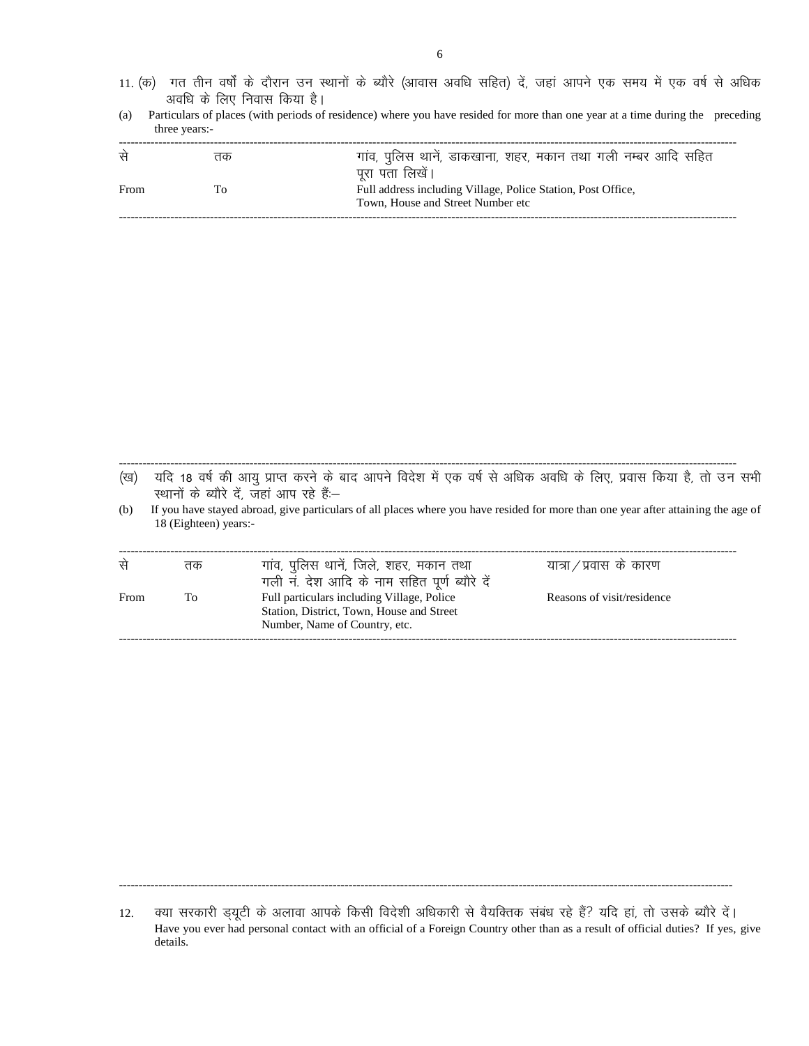11. (क) गत तीन वर्षों के दौरान उन स्थानों के ब्यौरे (आवास अवधि सहित) दें, जहां आपने एक समय में एक वर्ष से अधिक अवधि के लिए निवास किया है।

(a) Particulars of places (with periods of residence) where you have resided for more than one year at a time during the preceding three years:-

| से<br>From | तक<br>To | गांव, पुलिस थानें, डाकखाना, शहर, मकान तथा गली नम्बर आदि सहित पूरा पता लिखें।<br>Full address including Village, Police Station, Post Office, Town, House and Street Number etc |
|---|---|---|
| | | |

(ख) यदि 18 वर्ष की आयु प्राप्त करने के बाद आपने विदेश में एक वर्ष से अधिक अवधि के लिए, प्रवास किया है, तो उन सभी स्थानों के ब्यौरे दें, जहां आप रहे हैं:–

(b) If you have stayed abroad, give particulars of all places where you have resided for more than one year after attaining the age of 18 (Eighteen) years:-

| से<br>From | तक<br>To | गांव, पुलिस थानें, जिले, शहर, मकान तथा गली नं. देश आदि के नाम सहित पूर्ण ब्यौरे दें<br>Full particulars including Village, Police Station, District, Town, House and Street Number, Name of Country, etc. | यात्रा/प्रवास के कारण<br>Reasons of visit/residence |
|---|---|---|---|
| | | | |

12. क्या सरकारी ड्यूटी के अलावा आपके किसी विदेशी अधिकारी से वैयक्तिक संबंध रहे हैं? यदि हां, तो उसके ब्यौरे दें।
Have you ever had personal contact with an official of a Foreign Country other than as a result of official duties? If yes, give details.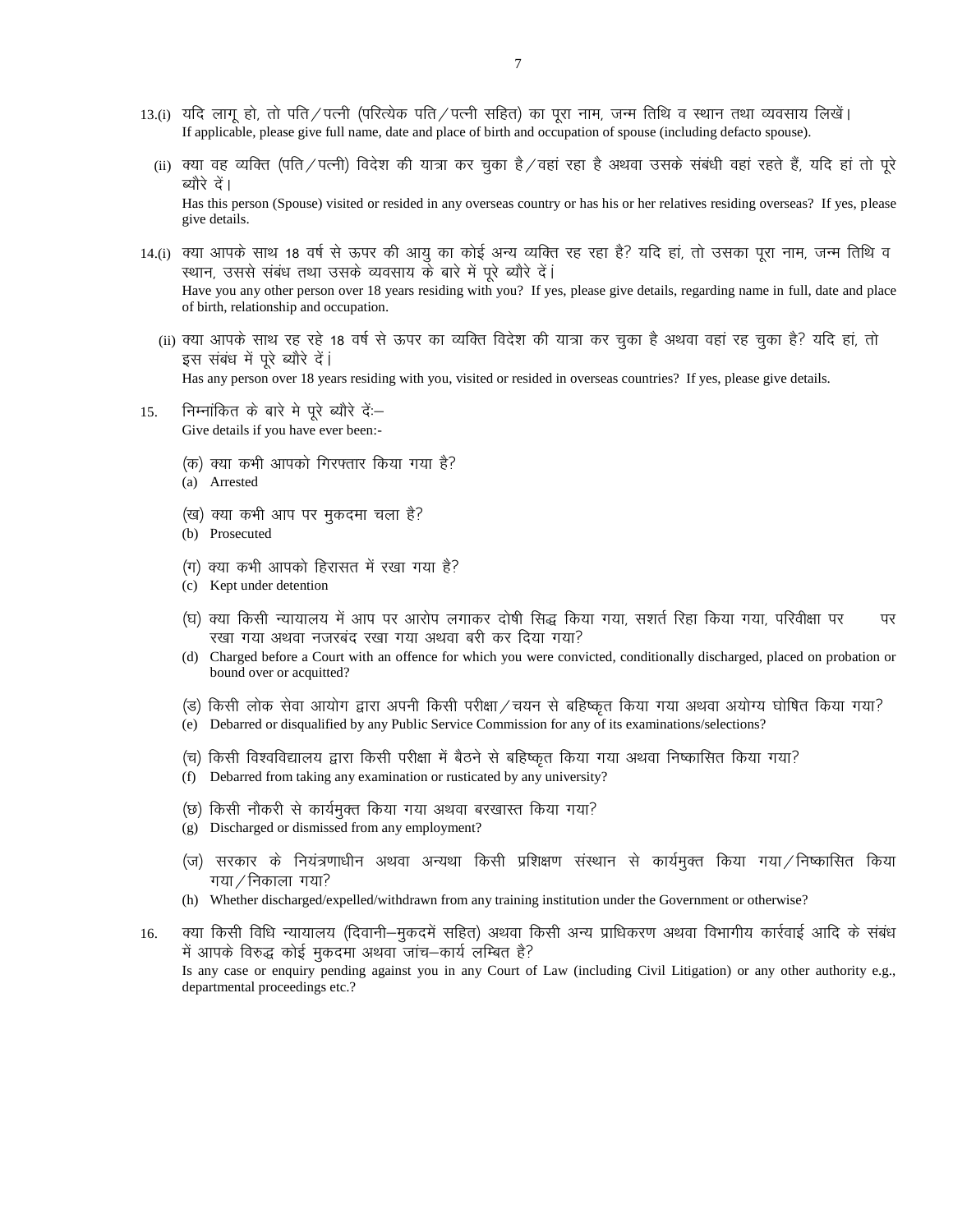13.(i) यदि लागू हो, तो पति/पत्नी (परित्येक पति/पत्नी सहित) का पूरा नाम, जन्म तिथि व स्थान तथा व्यवसाय लिखें।
If applicable, please give full name, date and place of birth and occupation of spouse (including defacto spouse).

(ii) क्या वह व्यक्ति (पति/पत्नी) विदेश की यात्रा कर चुका है/वहां रहा है अथवा उसके संबंधी वहां रहते हैं, यदि हां तो पूरे ब्यौरे दें।
Has this person (Spouse) visited or resided in any overseas country or has his or her relatives residing overseas? If yes, please give details.

14.(i) क्या आपके साथ 18 वर्ष से ऊपर की आयु का कोई अन्य व्यक्ति रह रहा है? यदि हां, तो उसका पूरा नाम, जन्म तिथि व स्थान, उससे संबंध तथा उसके व्यवसाय के बारे में पूरे ब्यौरे दें।
Have you any other person over 18 years residing with you? If yes, please give details, regarding name in full, date and place of birth, relationship and occupation.

(ii) क्या आपके साथ रह रहे 18 वर्ष से ऊपर का व्यक्ति विदेश की यात्रा कर चुका है अथवा वहां रह चुका है? यदि हां, तो इस संबंध में पूरे ब्यौरे दें।
Has any person over 18 years residing with you, visited or resided in overseas countries? If yes, please give details.

15. निम्नांकित के बारे मे पूरे ब्यौरे दें:–
Give details if you have ever been:-

(क) क्या कभी आपको गिरफ्तार किया गया है?
(a) Arrested

(ख) क्या कभी आप पर मुकदमा चला है?
(b) Prosecuted

(ग) क्या कभी आपको हिरासत में रखा गया है?
(c) Kept under detention

(घ) क्या किसी न्यायालय में आप पर आरोप लगाकर दोषी सिद्ध किया गया, सशर्त रिहा किया गया, परिवीक्षा पर पर रखा गया अथवा नजरबंद रखा गया अथवा बरी कर दिया गया?
(d) Charged before a Court with an offence for which you were convicted, conditionally discharged, placed on probation or bound over or acquitted?

(ङ) किसी लोक सेवा आयोग द्वारा अपनी किसी परीक्षा/चयन से बहिष्कृत किया गया अथवा अयोग्य घोषित किया गया?
(e) Debarred or disqualified by any Public Service Commission for any of its examinations/selections?

(च) किसी विश्वविद्यालय द्वारा किसी परीक्षा में बैठने से बहिष्कृत किया गया अथवा निष्कासित किया गया?
(f) Debarred from taking any examination or rusticated by any university?

(छ) किसी नौकरी से कार्यमुक्त किया गया अथवा बरखास्त किया गया?
(g) Discharged or dismissed from any employment?

(ज) सरकार के नियंत्रणाधीन अथवा अन्यथा किसी प्रशिक्षण संस्थान से कार्यमुक्त किया गया/निष्कासित किया गया/निकाला गया?
(h) Whether discharged/expelled/withdrawn from any training institution under the Government or otherwise?

16. क्या किसी विधि न्यायालय (दिवानी–मुकदमें सहित) अथवा किसी अन्य प्राधिकरण अथवा विभागीय कार्रवाई आदि के संबंध में आपके विरुद्ध कोई मुकदमा अथवा जांच–कार्य लम्बित है?
Is any case or enquiry pending against you in any Court of Law (including Civil Litigation) or any other authority e.g., departmental proceedings etc.?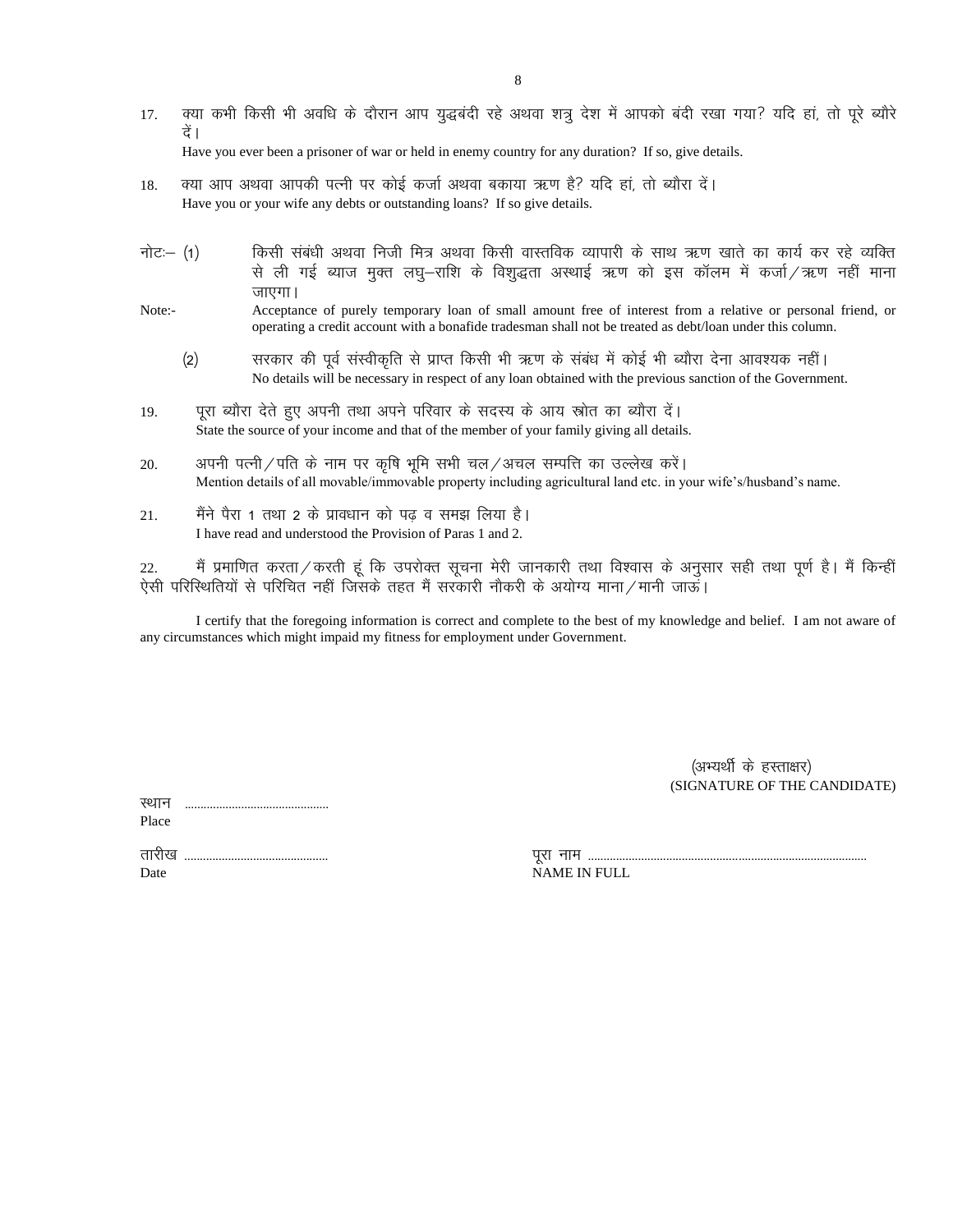17. क्या कभी किसी भी अवधि के दौरान आप युद्धबंदी रहे अथवा शत्रु देश में आपको बंदी रखा गया? यदि हां, तो पूरे ब्यौरे दें।
Have you ever been a prisoner of war or held in enemy country for any duration? If so, give details.

18. क्या आप अथवा आपकी पत्नी पर कोई कर्जा अथवा बकाया ऋण है? यदि हां, तो ब्यौरा दें।
Have you or your wife any debts or outstanding loans? If so give details.

नोटः– (1) किसी संबंधी अथवा निजी मित्र अथवा किसी वास्तविक व्यापारी के साथ ऋण खाते का कार्य कर रहे व्यक्ति से ली गई ब्याज मुक्त लघु–राशि के विशुद्धता अस्थाई ऋण को इस कॉलम में कर्जा/ऋण नहीं माना जाएगा।

Note:- Acceptance of purely temporary loan of small amount free of interest from a relative or personal friend, or operating a credit account with a bonafide tradesman shall not be treated as debt/loan under this column.

(2) सरकार की पूर्व संस्वीकृति से प्राप्त किसी भी ऋण के संबंध में कोई भी ब्यौरा देना आवश्यक नहीं।
No details will be necessary in respect of any loan obtained with the previous sanction of the Government.

19. पूरा ब्यौरा देते हुए अपनी तथा अपने परिवार के सदस्य के आय स्त्रोत का ब्यौरा दें।
State the source of your income and that of the member of your family giving all details.

20. अपनी पत्नी/पति के नाम पर कृषि भूमि सभी चल/अचल सम्पत्ति का उल्लेख करें।
Mention details of all movable/immovable property including agricultural land etc. in your wife's/husband's name.

21. मैंने पैरा 1 तथा 2 के प्रावधान को पढ़ व समझ लिया है।
I have read and understood the Provision of Paras 1 and 2.

22. मैं प्रमाणित करता/करती हूं कि उपरोक्त सूचना मेरी जानकारी तथा विश्वास के अनुसार सही तथा पूर्ण है। मैं किन्हीं ऐसी परिस्थितियों से परिचित नहीं जिसके तहत मैं सरकारी नौकरी के अयोग्य माना/मानी जाऊं।

I certify that the foregoing information is correct and complete to the best of my knowledge and belief. I am not aware of any circumstances which might impaid my fitness for employment under Government.

(अभ्यर्थी के हस्ताक्षर)
(SIGNATURE OF THE CANDIDATE)

स्थान .............................................
Place

तारीख .............................................
Date

पूरा नाम ........................................................................................
NAME IN FULL